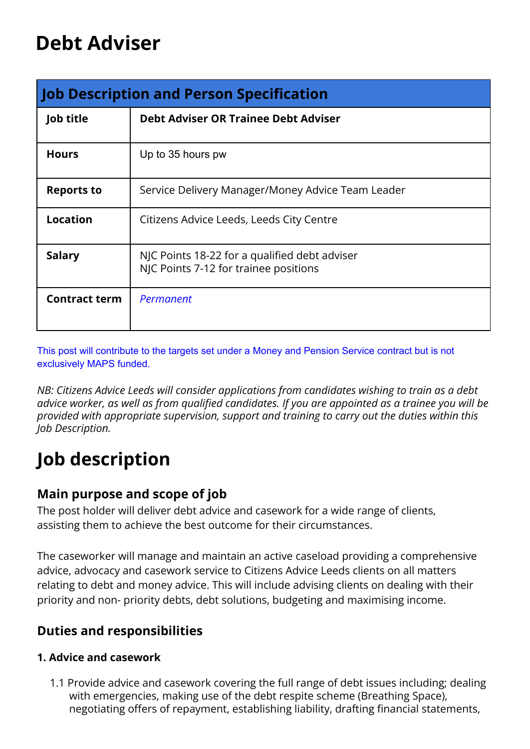# Debt Adviser

| Job Description and Person Specification | |
|---|---|
| **Job title** | **Debt Adviser OR Trainee Debt Adviser** |
| **Hours** | Up to 35 hours pw |
| **Reports to** | Service Delivery Manager/Money Advice Team Leader |
| **Location** | Citizens Advice Leeds, Leeds City Centre |
| **Salary** | NJC Points 18-22 for a qualified debt adviser<br>NJC Points 7-12 for trainee positions |
| **Contract term** | *Permanent* |

This post will contribute to the targets set under a Money and Pension Service contract but is not exclusively MAPS funded.

*NB: Citizens Advice Leeds will consider applications from candidates wishing to train as a debt advice worker, as well as from qualified candidates. If you are appointed as a trainee you will be provided with appropriate supervision, support and training to carry out the duties within this Job Description.*

# Job description

## Main purpose and scope of job

The post holder will deliver debt advice and casework for a wide range of clients, assisting them to achieve the best outcome for their circumstances.

The caseworker will manage and maintain an active caseload providing a comprehensive advice, advocacy and casework service to Citizens Advice Leeds clients on all matters relating to debt and money advice. This will include advising clients on dealing with their priority and non- priority debts, debt solutions, budgeting and maximising income.

## Duties and responsibilities

### 1. Advice and casework

1.1 Provide advice and casework covering the full range of debt issues including; dealing with emergencies, making use of the debt respite scheme (Breathing Space), negotiating offers of repayment, establishing liability, drafting financial statements,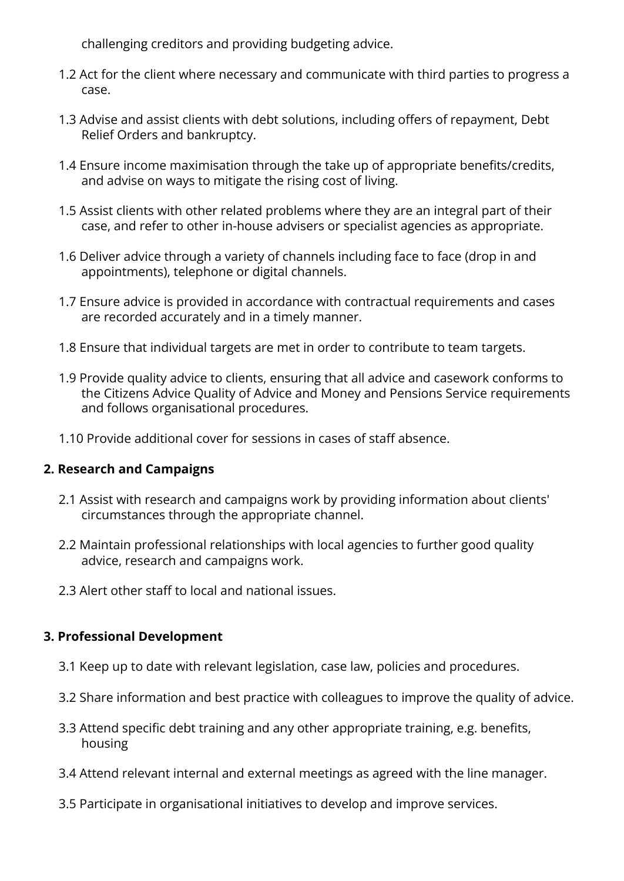challenging creditors and providing budgeting advice.

1.2 Act for the client where necessary and communicate with third parties to progress a case.

1.3 Advise and assist clients with debt solutions, including offers of repayment, Debt Relief Orders and bankruptcy.

1.4 Ensure income maximisation through the take up of appropriate benefits/credits, and advise on ways to mitigate the rising cost of living.

1.5 Assist clients with other related problems where they are an integral part of their case, and refer to other in-house advisers or specialist agencies as appropriate.

1.6 Deliver advice through a variety of channels including face to face (drop in and appointments), telephone or digital channels.

1.7 Ensure advice is provided in accordance with contractual requirements and cases are recorded accurately and in a timely manner.

1.8 Ensure that individual targets are met in order to contribute to team targets.

1.9 Provide quality advice to clients, ensuring that all advice and casework conforms to the Citizens Advice Quality of Advice and Money and Pensions Service requirements and follows organisational procedures.

1.10 Provide additional cover for sessions in cases of staff absence.

**2. Research and Campaigns**

2.1 Assist with research and campaigns work by providing information about clients' circumstances through the appropriate channel.

2.2 Maintain professional relationships with local agencies to further good quality advice, research and campaigns work.

2.3 Alert other staff to local and national issues.

**3. Professional Development**

3.1 Keep up to date with relevant legislation, case law, policies and procedures.

3.2 Share information and best practice with colleagues to improve the quality of advice.

3.3 Attend specific debt training and any other appropriate training, e.g. benefits, housing

3.4 Attend relevant internal and external meetings as agreed with the line manager.

3.5 Participate in organisational initiatives to develop and improve services.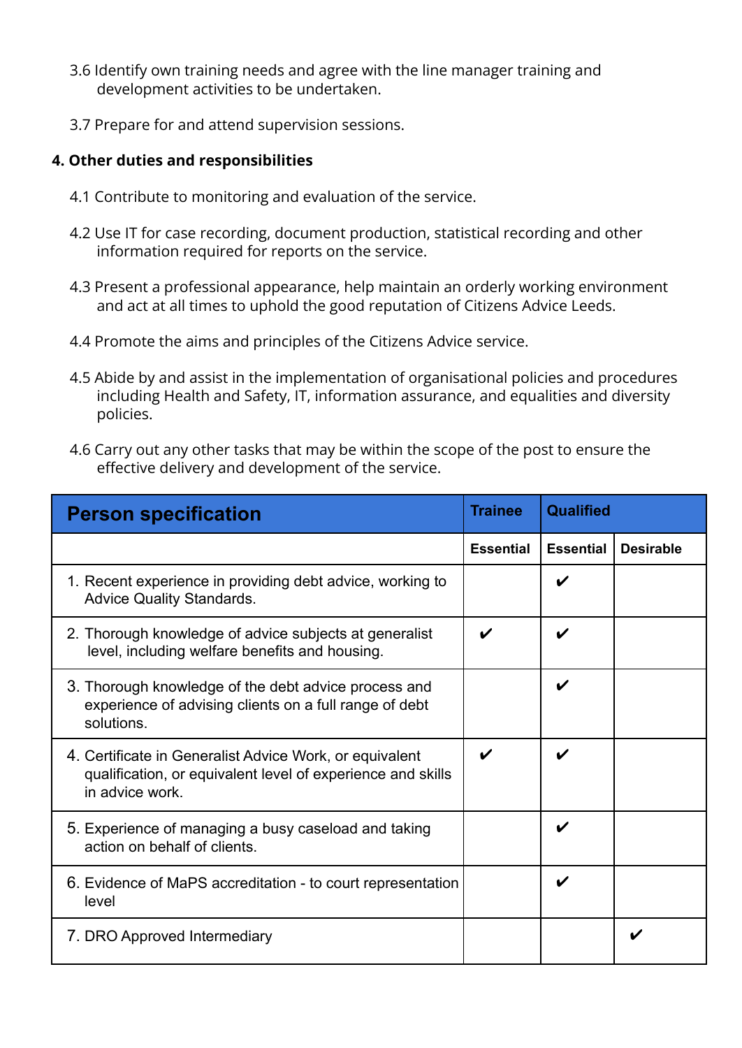3.6 Identify own training needs and agree with the line manager training and development activities to be undertaken.

3.7 Prepare for and attend supervision sessions.

**4. Other duties and responsibilities**

4.1 Contribute to monitoring and evaluation of the service.

4.2 Use IT for case recording, document production, statistical recording and other information required for reports on the service.

4.3 Present a professional appearance, help maintain an orderly working environment and act at all times to uphold the good reputation of Citizens Advice Leeds.

4.4 Promote the aims and principles of the Citizens Advice service.

4.5 Abide by and assist in the implementation of organisational policies and procedures including Health and Safety, IT, information assurance, and equalities and diversity policies.

4.6 Carry out any other tasks that may be within the scope of the post to ensure the effective delivery and development of the service.

| **Person specification** | **Trainee** | **Qualified** | |
|---|---|---|---|
| | **Essential** | **Essential** | **Desirable** |
| 1. Recent experience in providing debt advice, working to Advice Quality Standards. | | ✔ | |
| 2. Thorough knowledge of advice subjects at generalist level, including welfare benefits and housing. | ✔ | ✔ | |
| 3. Thorough knowledge of the debt advice process and experience of advising clients on a full range of debt solutions. | | ✔ | |
| 4. Certificate in Generalist Advice Work, or equivalent qualification, or equivalent level of experience and skills in advice work. | ✔ | ✔ | |
| 5. Experience of managing a busy caseload and taking action on behalf of clients. | | ✔ | |
| 6. Evidence of MaPS accreditation - to court representation level | | ✔ | |
| 7. DRO Approved Intermediary | | | ✔ |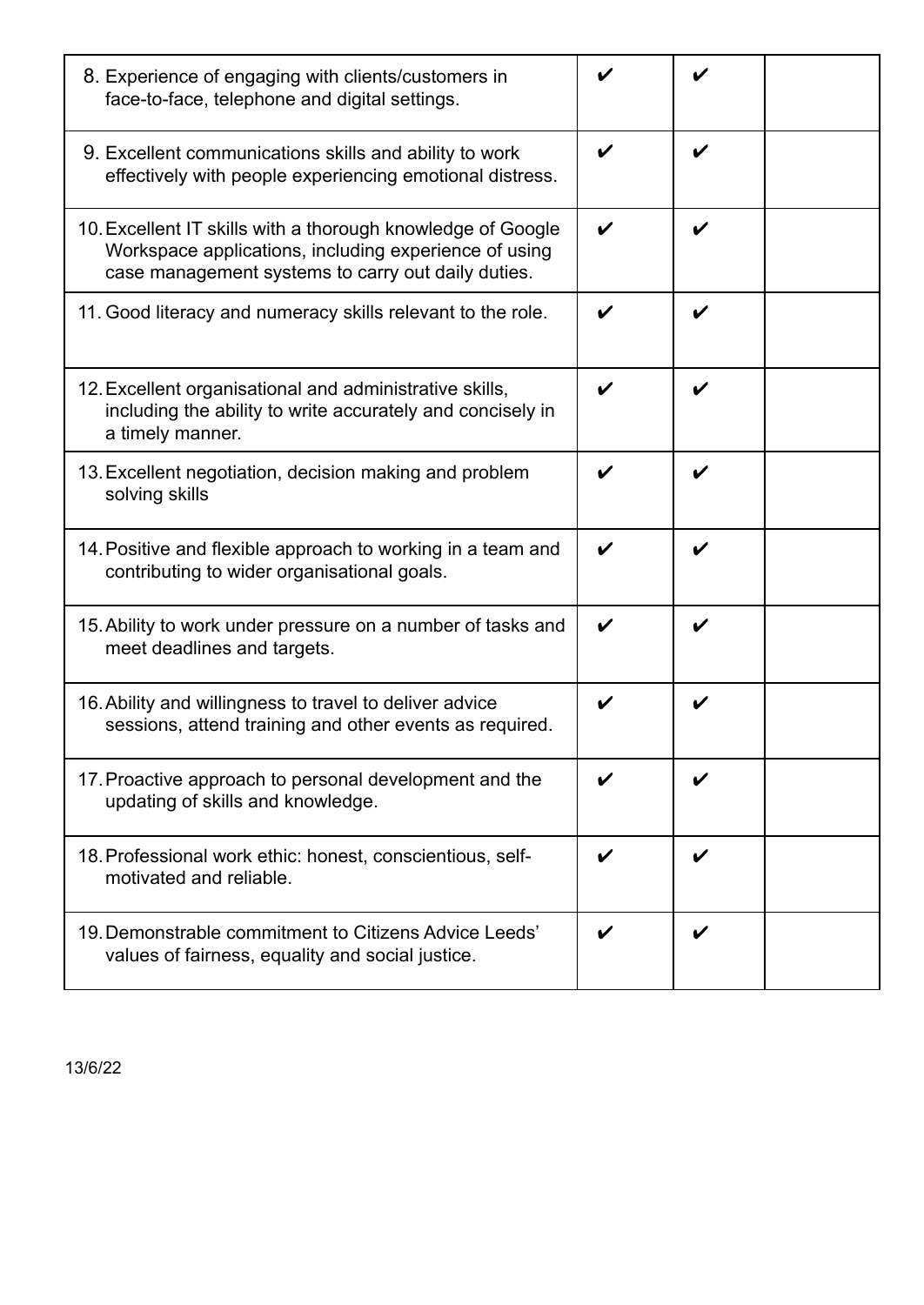| | | | |
|---|---|---|---|
| 8. Experience of engaging with clients/customers in face-to-face, telephone and digital settings. | ✔ | ✔ | |
| 9. Excellent communications skills and ability to work effectively with people experiencing emotional distress. | ✔ | ✔ | |
| 10. Excellent IT skills with a thorough knowledge of Google Workspace applications, including experience of using case management systems to carry out daily duties. | ✔ | ✔ | |
| 11. Good literacy and numeracy skills relevant to the role. | ✔ | ✔ | |
| 12. Excellent organisational and administrative skills, including the ability to write accurately and concisely in a timely manner. | ✔ | ✔ | |
| 13. Excellent negotiation, decision making and problem solving skills | ✔ | ✔ | |
| 14. Positive and flexible approach to working in a team and contributing to wider organisational goals. | ✔ | ✔ | |
| 15. Ability to work under pressure on a number of tasks and meet deadlines and targets. | ✔ | ✔ | |
| 16. Ability and willingness to travel to deliver advice sessions, attend training and other events as required. | ✔ | ✔ | |
| 17. Proactive approach to personal development and the updating of skills and knowledge. | ✔ | ✔ | |
| 18. Professional work ethic: honest, conscientious, self-motivated and reliable. | ✔ | ✔ | |
| 19. Demonstrable commitment to Citizens Advice Leeds' values of fairness, equality and social justice. | ✔ | ✔ | |

13/6/22